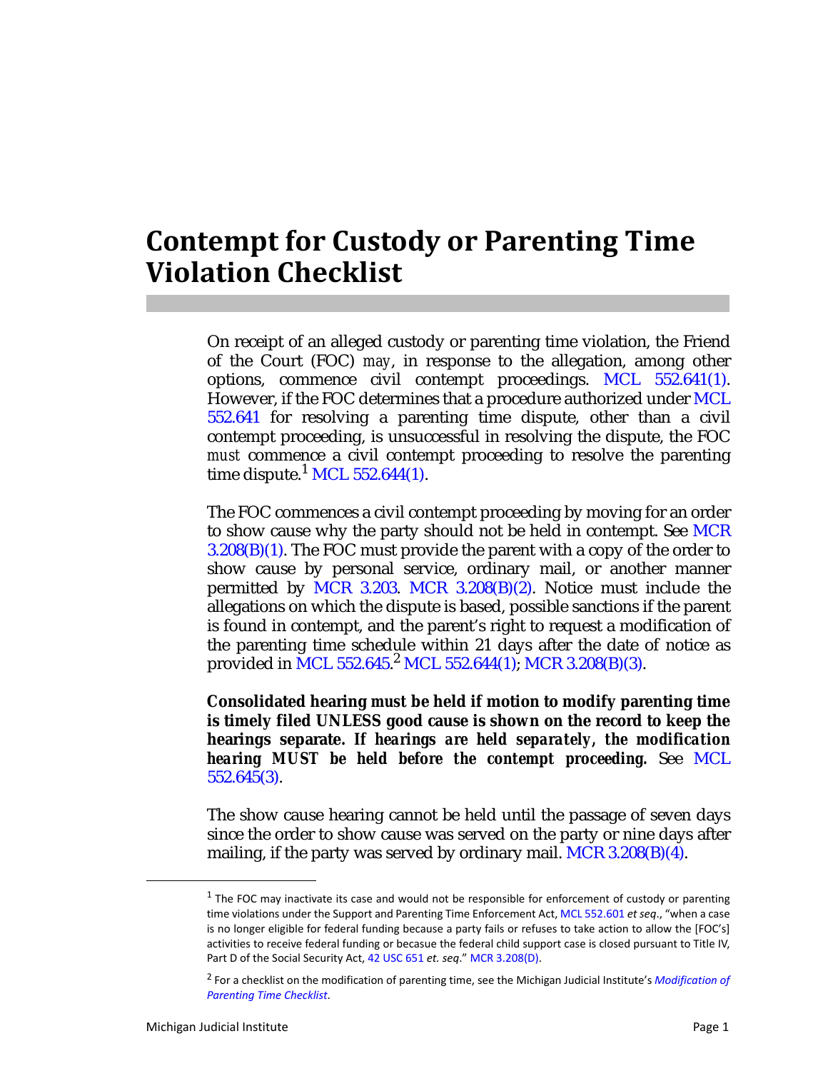# Contempt for Custody or Parenting Time Violation Checklist

On receipt of an alleged custody or parenting time violation, the Friend of the Court (FOC) *may*, in response to the allegation, among other options, commence civil contempt proceedings. MCL 552.641(1). However, if the FOC determines that a procedure authorized under MCL 552.641 for resolving a parenting time dispute, other than a civil contempt proceeding, is unsuccessful in resolving the dispute, the FOC *must* commence a civil contempt proceeding to resolve the parenting time dispute.[1] MCL 552.644(1).

The FOC commences a civil contempt proceeding by moving for an order to show cause why the party should not be held in contempt. See MCR 3.208(B)(1). The FOC must provide the parent with a copy of the order to show cause by personal service, ordinary mail, or another manner permitted by MCR 3.203. MCR 3.208(B)(2). Notice must include the allegations on which the dispute is based, possible sanctions if the parent is found in contempt, and the parent's right to request a modification of the parenting time schedule within 21 days after the date of notice as provided in MCL 552.645.[2] MCL 552.644(1); MCR 3.208(B)(3).

**Consolidated hearing must be held if motion to modify parenting time is timely filed UNLESS good cause is shown on the record to keep the hearings separate. *If hearings are held separately*, *the modification hearing MUST be held before the contempt proceeding.*** See MCL 552.645(3).

The show cause hearing cannot be held until the passage of seven days since the order to show cause was served on the party or nine days after mailing, if the party was served by ordinary mail. MCR 3.208(B)(4).

---

[1] The FOC may inactivate its case and would not be responsible for enforcement of custody or parenting time violations under the Support and Parenting Time Enforcement Act, MCL 552.601 *et seq*., "when a case is no longer eligible for federal funding because a party fails or refuses to take action to allow the [FOC's] activities to receive federal funding or becasue the federal child support case is closed pursuant to Title IV, Part D of the Social Security Act, 42 USC 651 *et. seq*." MCR 3.208(D).

[2] For a checklist on the modification of parenting time, see the Michigan Judicial Institute's *Modification of Parenting Time Checklist*.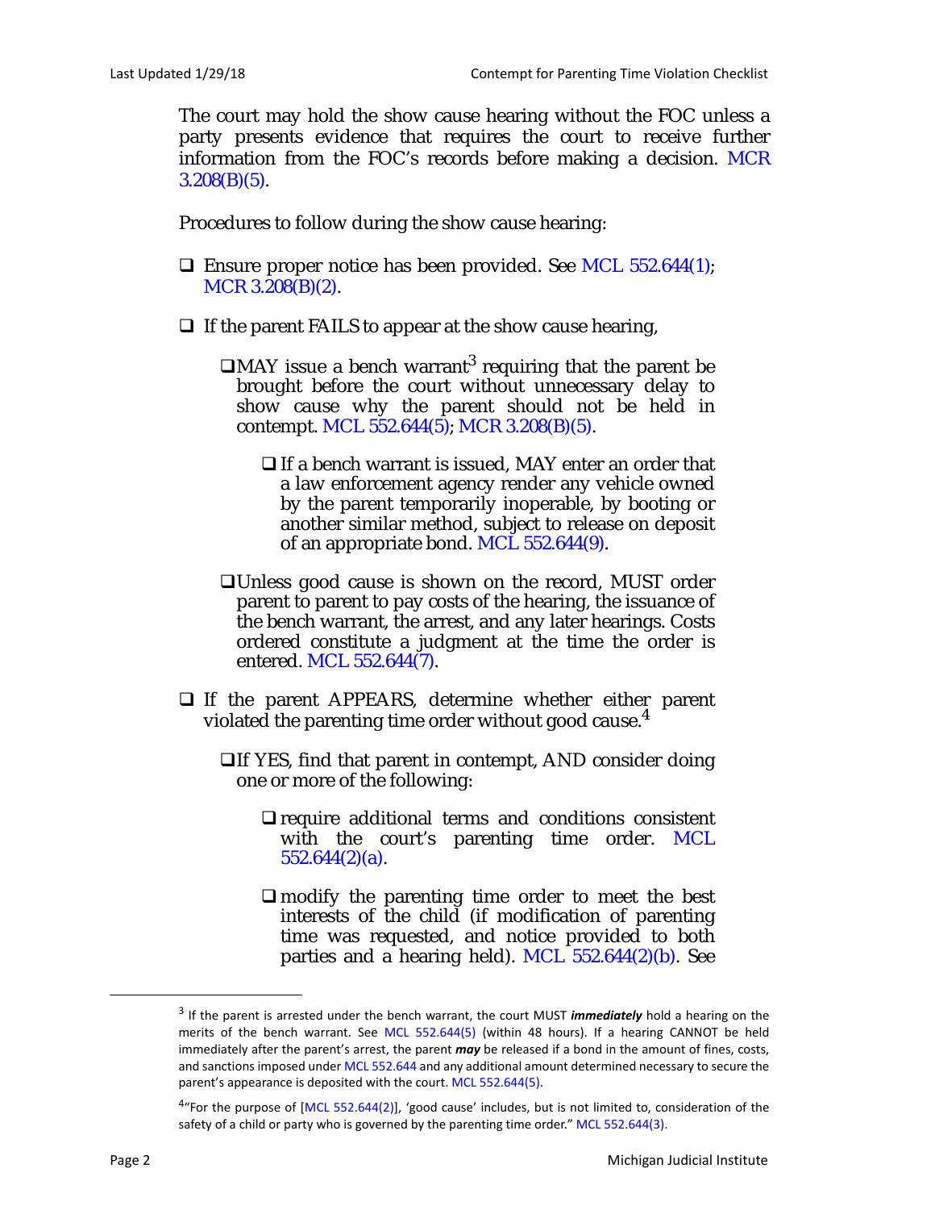The court may hold the show cause hearing without the FOC unless a party presents evidence that requires the court to receive further information from the FOC's records before making a decision. MCR 3.208(B)(5).

Procedures to follow during the show cause hearing:

- ❑ Ensure proper notice has been provided. See MCL 552.644(1); MCR 3.208(B)(2).

- ❑ If the parent FAILS to appear at the show cause hearing,

  - ❑ MAY issue a bench warrant[3] requiring that the parent be brought before the court without unnecessary delay to show cause why the parent should not be held in contempt. MCL 552.644(5); MCR 3.208(B)(5).

    - ❑ If a bench warrant is issued, MAY enter an order that a law enforcement agency render any vehicle owned by the parent temporarily inoperable, by booting or another similar method, subject to release on deposit of an appropriate bond. MCL 552.644(9).

  - ❑ Unless good cause is shown on the record, MUST order parent to parent to pay costs of the hearing, the issuance of the bench warrant, the arrest, and any later hearings. Costs ordered constitute a judgment at the time the order is entered. MCL 552.644(7).

- ❑ If the parent APPEARS, determine whether either parent violated the parenting time order without good cause.[4]

  - ❑ If YES, find that parent in contempt, AND consider doing one or more of the following:

    - ❑ require additional terms and conditions consistent with the court's parenting time order. MCL 552.644(2)(a).

    - ❑ modify the parenting time order to meet the best interests of the child (if modification of parenting time was requested, and notice provided to both parties and a hearing held). MCL 552.644(2)(b). See

---

[3] If the parent is arrested under the bench warrant, the court MUST ***immediately*** hold a hearing on the merits of the bench warrant. See MCL 552.644(5) (within 48 hours). If a hearing CANNOT be held immediately after the parent's arrest, the parent ***may*** be released if a bond in the amount of fines, costs, and sanctions imposed under MCL 552.644 and any additional amount determined necessary to secure the parent's appearance is deposited with the court. MCL 552.644(5).

[4] "For the purpose of [MCL 552.644(2)], 'good cause' includes, but is not limited to, consideration of the safety of a child or party who is governed by the parenting time order." MCL 552.644(3).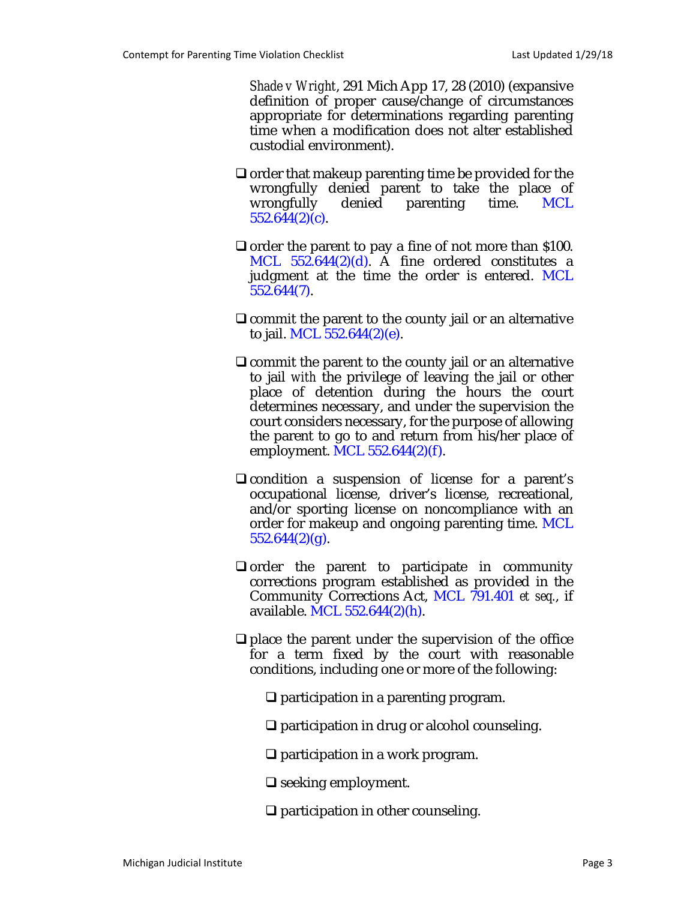*Shade v Wright*, 291 Mich App 17, 28 (2010) (expansive definition of proper cause/change of circumstances appropriate for determinations regarding parenting time when a modification does not alter established custodial environment).

- ❑ order that makeup parenting time be provided for the wrongfully denied parent to take the place of wrongfully denied parenting time. MCL 552.644(2)(c).

- ❑ order the parent to pay a fine of not more than $100. MCL 552.644(2)(d). A fine ordered constitutes a judgment at the time the order is entered. MCL 552.644(7).

- ❑ commit the parent to the county jail or an alternative to jail. MCL 552.644(2)(e).

- ❑ commit the parent to the county jail or an alternative to jail *with* the privilege of leaving the jail or other place of detention during the hours the court determines necessary, and under the supervision the court considers necessary, for the purpose of allowing the parent to go to and return from his/her place of employment. MCL 552.644(2)(f).

- ❑ condition a suspension of license for a parent's occupational license, driver's license, recreational, and/or sporting license on noncompliance with an order for makeup and ongoing parenting time. MCL 552.644(2)(g).

- ❑ order the parent to participate in community corrections program established as provided in the Community Corrections Act, MCL 791.401 *et seq.*, if available. MCL 552.644(2)(h).

- ❑ place the parent under the supervision of the office for a term fixed by the court with reasonable conditions, including one or more of the following:

  - ❑ participation in a parenting program.

  - ❑ participation in drug or alcohol counseling.

  - ❑ participation in a work program.

  - ❑ seeking employment.

  - ❑ participation in other counseling.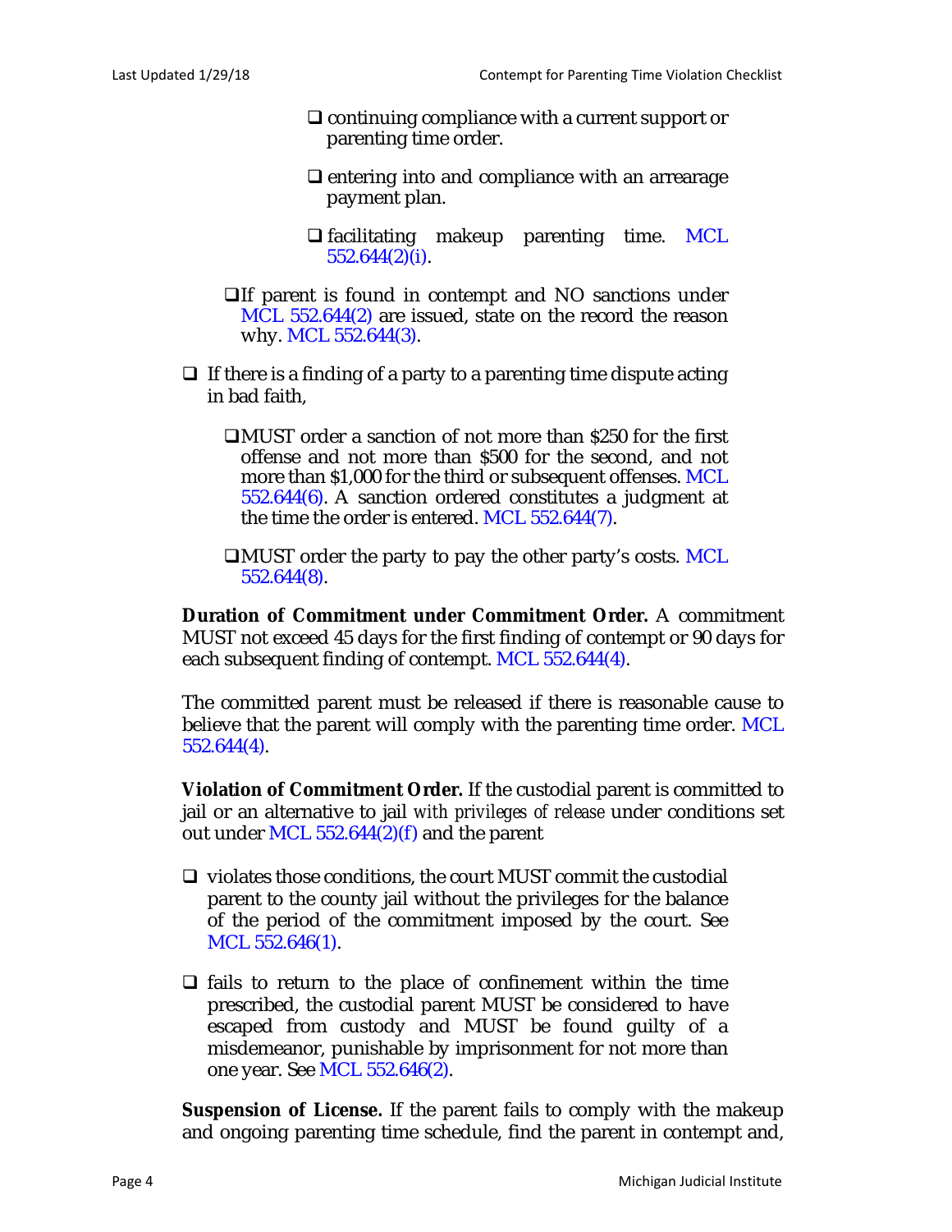- ❑ continuing compliance with a current support or parenting time order.
- ❑ entering into and compliance with an arrearage payment plan.
- ❑ facilitating makeup parenting time. MCL 552.644(2)(i).

❑ If parent is found in contempt and NO sanctions under MCL 552.644(2) are issued, state on the record the reason why. MCL 552.644(3).

❑ If there is a finding of a party to a parenting time dispute acting in bad faith,

- ❑ MUST order a sanction of not more than $250 for the first offense and not more than $500 for the second, and not more than $1,000 for the third or subsequent offenses. MCL 552.644(6). A sanction ordered constitutes a judgment at the time the order is entered. MCL 552.644(7).
- ❑ MUST order the party to pay the other party's costs. MCL 552.644(8).

**Duration of Commitment under Commitment Order.** A commitment MUST not exceed 45 days for the first finding of contempt or 90 days for each subsequent finding of contempt. MCL 552.644(4).

The committed parent must be released if there is reasonable cause to believe that the parent will comply with the parenting time order. MCL 552.644(4).

**Violation of Commitment Order.** If the custodial parent is committed to jail or an alternative to jail *with privileges of release* under conditions set out under MCL 552.644(2)(f) and the parent

❑ violates those conditions, the court MUST commit the custodial parent to the county jail without the privileges for the balance of the period of the commitment imposed by the court. See MCL 552.646(1).

❑ fails to return to the place of confinement within the time prescribed, the custodial parent MUST be considered to have escaped from custody and MUST be found guilty of a misdemeanor, punishable by imprisonment for not more than one year. See MCL 552.646(2).

**Suspension of License.** If the parent fails to comply with the makeup and ongoing parenting time schedule, find the parent in contempt and,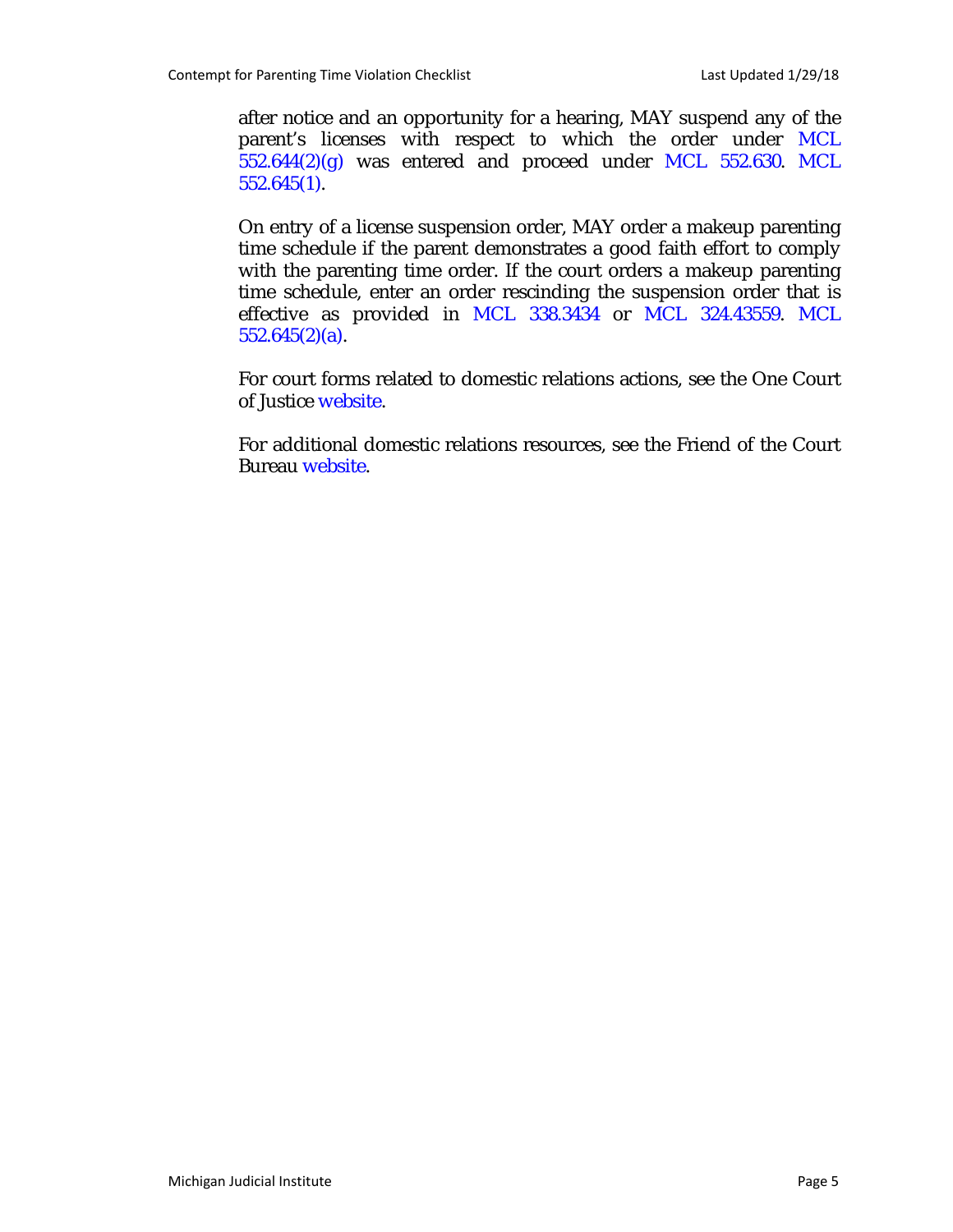after notice and an opportunity for a hearing, MAY suspend any of the parent's licenses with respect to which the order under MCL 552.644(2)(g) was entered and proceed under MCL 552.630. MCL 552.645(1).

On entry of a license suspension order, MAY order a makeup parenting time schedule if the parent demonstrates a good faith effort to comply with the parenting time order. If the court orders a makeup parenting time schedule, enter an order rescinding the suspension order that is effective as provided in MCL 338.3434 or MCL 324.43559. MCL 552.645(2)(a).

For court forms related to domestic relations actions, see the One Court of Justice website.

For additional domestic relations resources, see the Friend of the Court Bureau website.